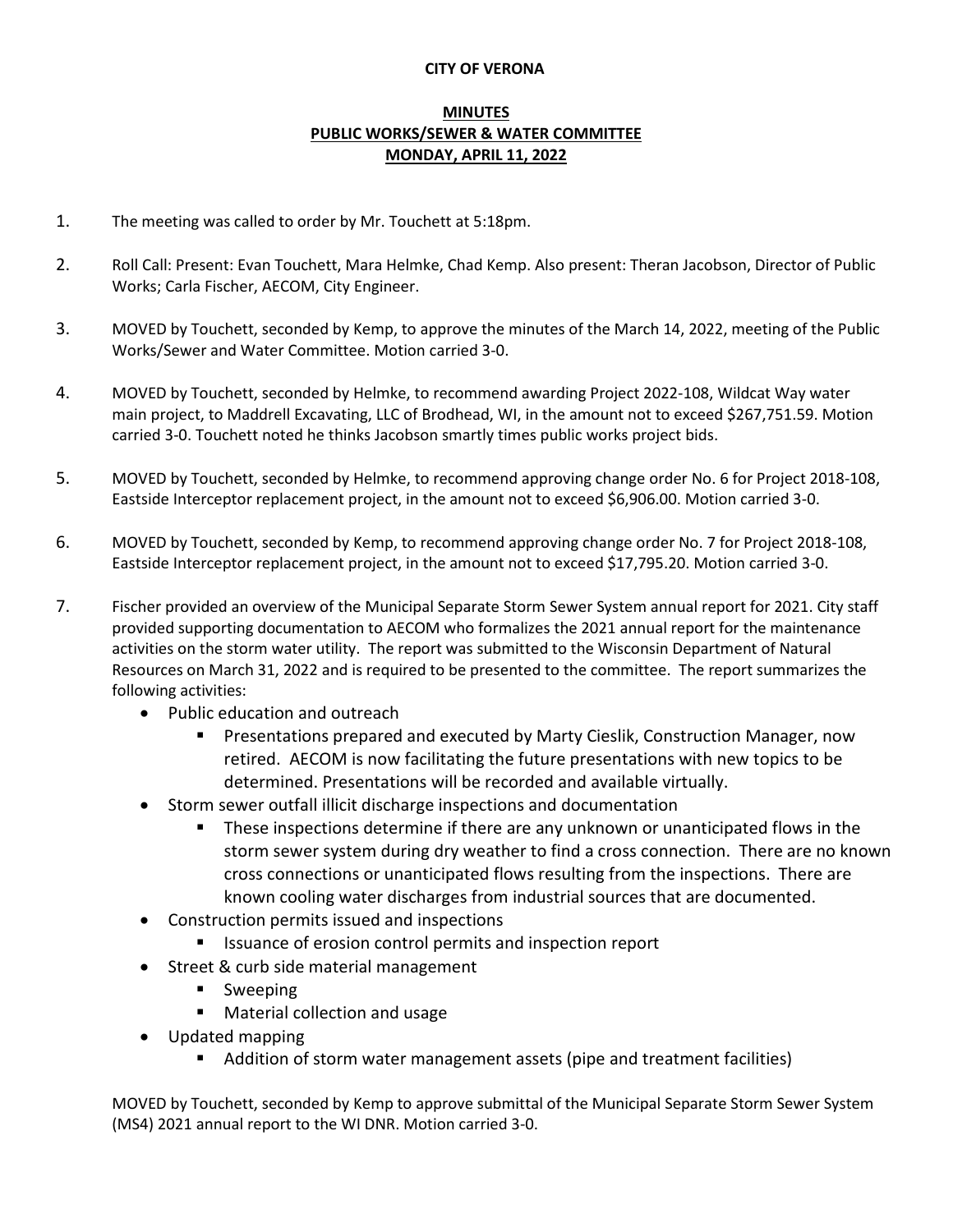**CITY OF VERONA**

**MINUTES**
**PUBLIC WORKS/SEWER & WATER COMMITTEE**
**MONDAY, APRIL 11, 2022**

1. The meeting was called to order by Mr. Touchett at 5:18pm.

2. Roll Call: Present: Evan Touchett, Mara Helmke, Chad Kemp. Also present: Theran Jacobson, Director of Public Works; Carla Fischer, AECOM, City Engineer.

3. MOVED by Touchett, seconded by Kemp, to approve the minutes of the March 14, 2022, meeting of the Public Works/Sewer and Water Committee. Motion carried 3-0.

4. MOVED by Touchett, seconded by Helmke, to recommend awarding Project 2022-108, Wildcat Way water main project, to Maddrell Excavating, LLC of Brodhead, WI, in the amount not to exceed $267,751.59. Motion carried 3-0. Touchett noted he thinks Jacobson smartly times public works project bids.

5. MOVED by Touchett, seconded by Helmke, to recommend approving change order No. 6 for Project 2018-108, Eastside Interceptor replacement project, in the amount not to exceed $6,906.00. Motion carried 3-0.

6. MOVED by Touchett, seconded by Kemp, to recommend approving change order No. 7 for Project 2018-108, Eastside Interceptor replacement project, in the amount not to exceed $17,795.20. Motion carried 3-0.

7. Fischer provided an overview of the Municipal Separate Storm Sewer System annual report for 2021. City staff provided supporting documentation to AECOM who formalizes the 2021 annual report for the maintenance activities on the storm water utility. The report was submitted to the Wisconsin Department of Natural Resources on March 31, 2022 and is required to be presented to the committee. The report summarizes the following activities:
   - Public education and outreach
     - Presentations prepared and executed by Marty Cieslik, Construction Manager, now retired. AECOM is now facilitating the future presentations with new topics to be determined. Presentations will be recorded and available virtually.
   - Storm sewer outfall illicit discharge inspections and documentation
     - These inspections determine if there are any unknown or unanticipated flows in the storm sewer system during dry weather to find a cross connection. There are no known cross connections or unanticipated flows resulting from the inspections. There are known cooling water discharges from industrial sources that are documented.
   - Construction permits issued and inspections
     - Issuance of erosion control permits and inspection report
   - Street & curb side material management
     - Sweeping
     - Material collection and usage
   - Updated mapping
     - Addition of storm water management assets (pipe and treatment facilities)

   MOVED by Touchett, seconded by Kemp to approve submittal of the Municipal Separate Storm Sewer System (MS4) 2021 annual report to the WI DNR. Motion carried 3-0.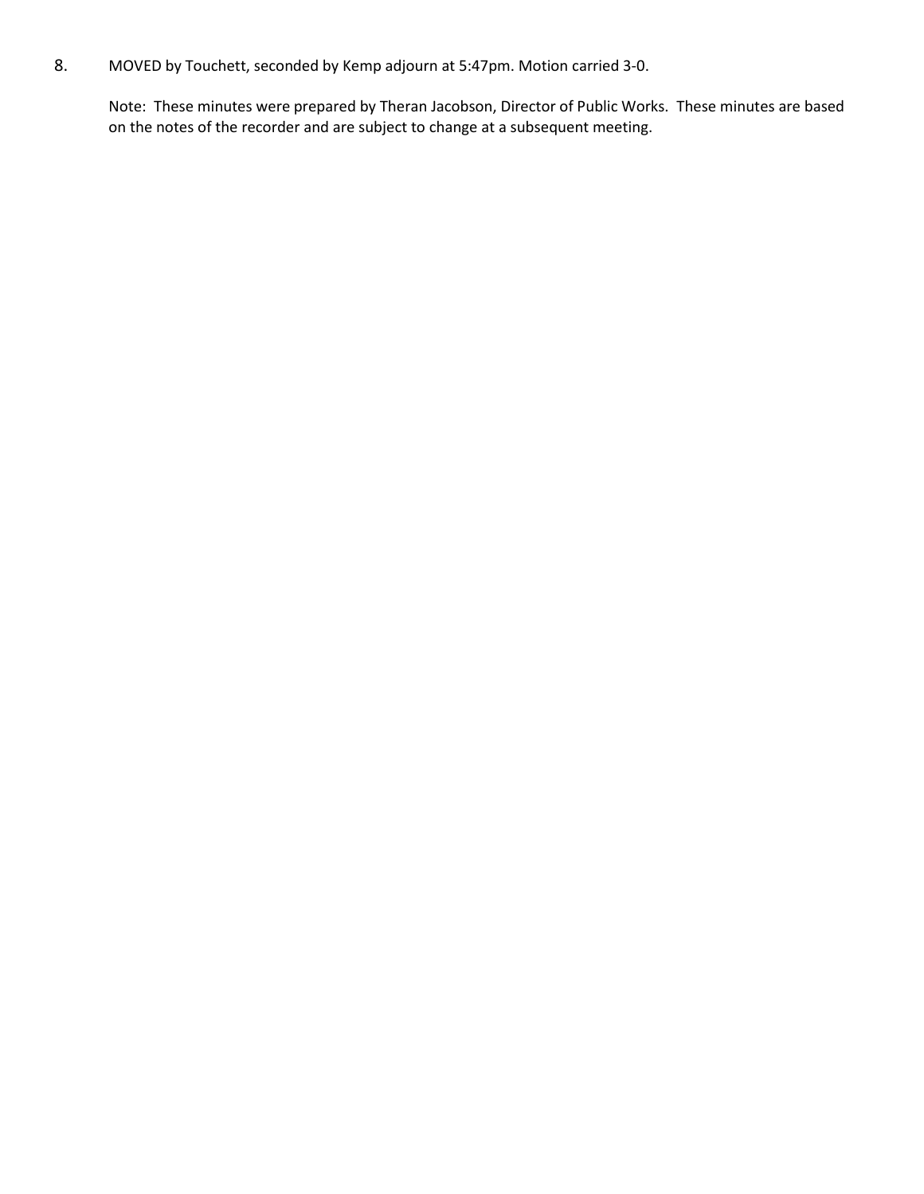8. MOVED by Touchett, seconded by Kemp adjourn at 5:47pm. Motion carried 3-0.

   Note: These minutes were prepared by Theran Jacobson, Director of Public Works. These minutes are based on the notes of the recorder and are subject to change at a subsequent meeting.